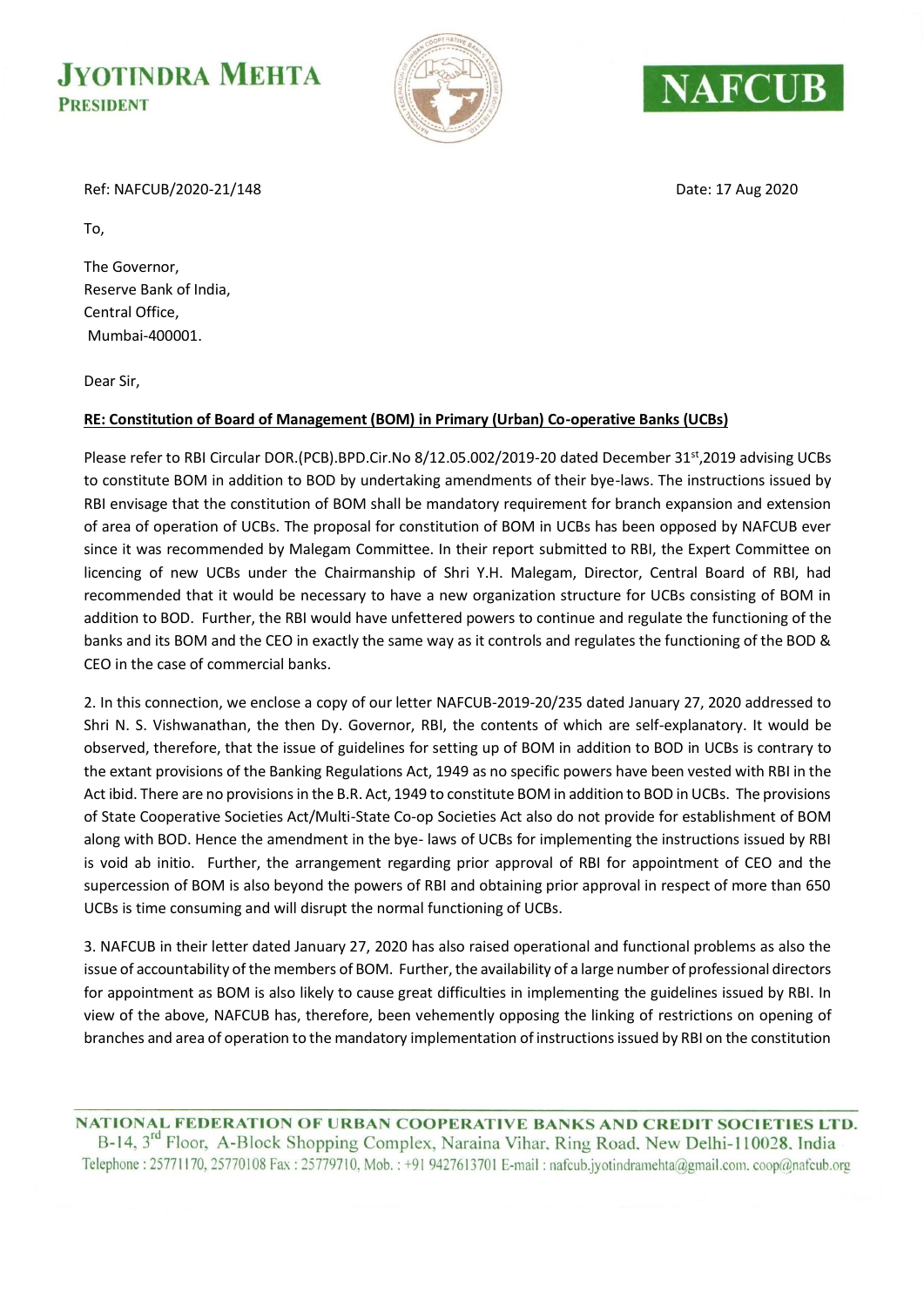**JYOTINDRA MEHTA**
**PRESIDENT**

**NAFCUB**

Ref: NAFCUB/2020-21/148

Date: 17 Aug 2020

To,

The Governor,
Reserve Bank of India,
Central Office,
Mumbai-400001.

Dear Sir,

**RE: Constitution of Board of Management (BOM) in Primary (Urban) Co-operative Banks (UCBs)**

Please refer to RBI Circular DOR.(PCB).BPD.Cir.No 8/12.05.002/2019-20 dated December 31st,2019 advising UCBs to constitute BOM in addition to BOD by undertaking amendments of their bye-laws. The instructions issued by RBI envisage that the constitution of BOM shall be mandatory requirement for branch expansion and extension of area of operation of UCBs. The proposal for constitution of BOM in UCBs has been opposed by NAFCUB ever since it was recommended by Malegam Committee. In their report submitted to RBI, the Expert Committee on licencing of new UCBs under the Chairmanship of Shri Y.H. Malegam, Director, Central Board of RBI, had recommended that it would be necessary to have a new organization structure for UCBs consisting of BOM in addition to BOD. Further, the RBI would have unfettered powers to continue and regulate the functioning of the banks and its BOM and the CEO in exactly the same way as it controls and regulates the functioning of the BOD & CEO in the case of commercial banks.

2. In this connection, we enclose a copy of our letter NAFCUB-2019-20/235 dated January 27, 2020 addressed to Shri N. S. Vishwanathan, the then Dy. Governor, RBI, the contents of which are self-explanatory. It would be observed, therefore, that the issue of guidelines for setting up of BOM in addition to BOD in UCBs is contrary to the extant provisions of the Banking Regulations Act, 1949 as no specific powers have been vested with RBI in the Act ibid. There are no provisions in the B.R. Act, 1949 to constitute BOM in addition to BOD in UCBs. The provisions of State Cooperative Societies Act/Multi-State Co-op Societies Act also do not provide for establishment of BOM along with BOD. Hence the amendment in the bye- laws of UCBs for implementing the instructions issued by RBI is void ab initio. Further, the arrangement regarding prior approval of RBI for appointment of CEO and the supercession of BOM is also beyond the powers of RBI and obtaining prior approval in respect of more than 650 UCBs is time consuming and will disrupt the normal functioning of UCBs.

3. NAFCUB in their letter dated January 27, 2020 has also raised operational and functional problems as also the issue of accountability of the members of BOM. Further, the availability of a large number of professional directors for appointment as BOM is also likely to cause great difficulties in implementing the guidelines issued by RBI. In view of the above, NAFCUB has, therefore, been vehemently opposing the linking of restrictions on opening of branches and area of operation to the mandatory implementation of instructions issued by RBI on the constitution

NATIONAL FEDERATION OF URBAN COOPERATIVE BANKS AND CREDIT SOCIETIES LTD.
B-14, 3rd Floor, A-Block Shopping Complex, Naraina Vihar, Ring Road, New Delhi-110028, India
Telephone : 25771170, 25770108 Fax : 25779710, Mob. : +91 9427613701 E-mail : nafcub.jyotindramehta@gmail.com, coop@nafcub.org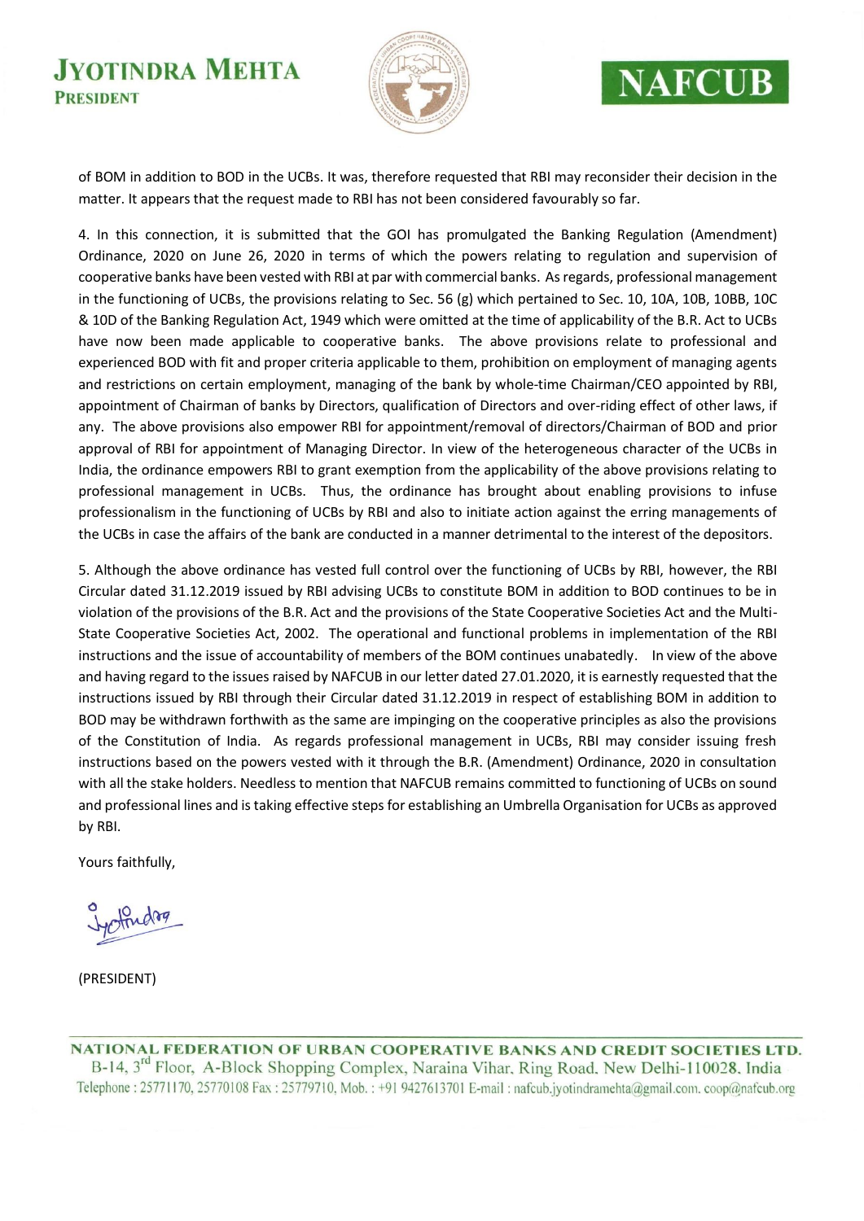of BOM in addition to BOD in the UCBs. It was, therefore requested that RBI may reconsider their decision in the matter. It appears that the request made to RBI has not been considered favourably so far.

4. In this connection, it is submitted that the GOI has promulgated the Banking Regulation (Amendment) Ordinance, 2020 on June 26, 2020 in terms of which the powers relating to regulation and supervision of cooperative banks have been vested with RBI at par with commercial banks. As regards, professional management in the functioning of UCBs, the provisions relating to Sec. 56 (g) which pertained to Sec. 10, 10A, 10B, 10BB, 10C & 10D of the Banking Regulation Act, 1949 which were omitted at the time of applicability of the B.R. Act to UCBs have now been made applicable to cooperative banks. The above provisions relate to professional and experienced BOD with fit and proper criteria applicable to them, prohibition on employment of managing agents and restrictions on certain employment, managing of the bank by whole-time Chairman/CEO appointed by RBI, appointment of Chairman of banks by Directors, qualification of Directors and over-riding effect of other laws, if any. The above provisions also empower RBI for appointment/removal of directors/Chairman of BOD and prior approval of RBI for appointment of Managing Director. In view of the heterogeneous character of the UCBs in India, the ordinance empowers RBI to grant exemption from the applicability of the above provisions relating to professional management in UCBs. Thus, the ordinance has brought about enabling provisions to infuse professionalism in the functioning of UCBs by RBI and also to initiate action against the erring managements of the UCBs in case the affairs of the bank are conducted in a manner detrimental to the interest of the depositors.

5. Although the above ordinance has vested full control over the functioning of UCBs by RBI, however, the RBI Circular dated 31.12.2019 issued by RBI advising UCBs to constitute BOM in addition to BOD continues to be in violation of the provisions of the B.R. Act and the provisions of the State Cooperative Societies Act and the Multi-State Cooperative Societies Act, 2002. The operational and functional problems in implementation of the RBI instructions and the issue of accountability of members of the BOM continues unabatedly. In view of the above and having regard to the issues raised by NAFCUB in our letter dated 27.01.2020, it is earnestly requested that the instructions issued by RBI through their Circular dated 31.12.2019 in respect of establishing BOM in addition to BOD may be withdrawn forthwith as the same are impinging on the cooperative principles as also the provisions of the Constitution of India. As regards professional management in UCBs, RBI may consider issuing fresh instructions based on the powers vested with it through the B.R. (Amendment) Ordinance, 2020 in consultation with all the stake holders. Needless to mention that NAFCUB remains committed to functioning of UCBs on sound and professional lines and is taking effective steps for establishing an Umbrella Organisation for UCBs as approved by RBI.

Yours faithfully,

Jyotindra

(PRESIDENT)